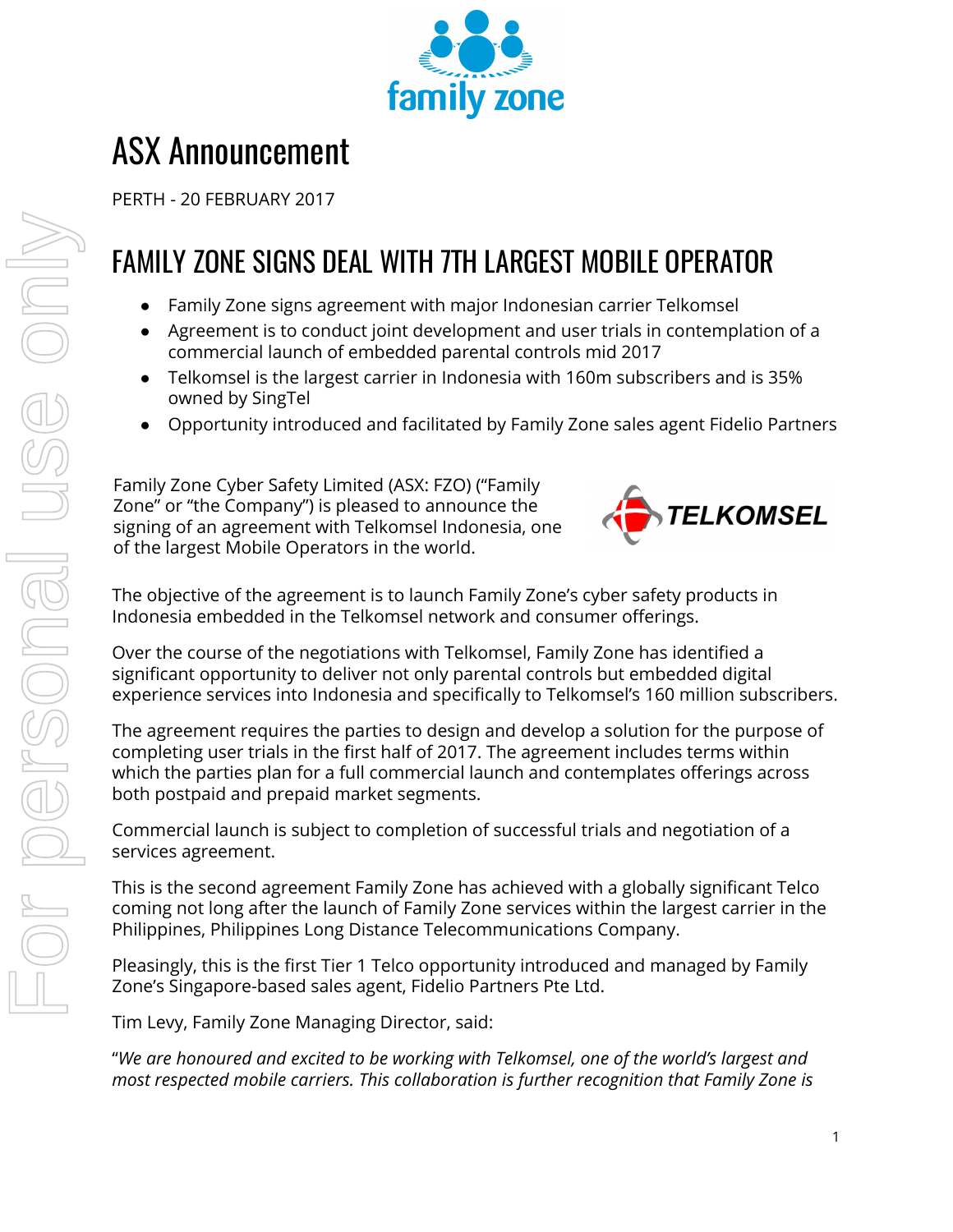# ASX Announcement

PERTH - 20 FEBRUARY 2017

## FAMILY ZONE SIGNS DEAL WITH 7TH LARGEST MOBILE OPERATOR

- Family Zone signs agreement with major Indonesian carrier Telkomsel
- Agreement is to conduct joint development and user trials in contemplation of a commercial launch of embedded parental controls mid 2017
- Telkomsel is the largest carrier in Indonesia with 160m subscribers and is 35% owned by SingTel
- Opportunity introduced and facilitated by Family Zone sales agent Fidelio Partners

Family Zone Cyber Safety Limited (ASX: FZO) ("Family Zone" or "the Company") is pleased to announce the signing of an agreement with Telkomsel Indonesia, one of the largest Mobile Operators in the world.

The objective of the agreement is to launch Family Zone's cyber safety products in Indonesia embedded in the Telkomsel network and consumer offerings.

Over the course of the negotiations with Telkomsel, Family Zone has identified a significant opportunity to deliver not only parental controls but embedded digital experience services into Indonesia and specifically to Telkomsel's 160 million subscribers.

The agreement requires the parties to design and develop a solution for the purpose of completing user trials in the first half of 2017. The agreement includes terms within which the parties plan for a full commercial launch and contemplates offerings across both postpaid and prepaid market segments.

Commercial launch is subject to completion of successful trials and negotiation of a services agreement.

This is the second agreement Family Zone has achieved with a globally significant Telco coming not long after the launch of Family Zone services within the largest carrier in the Philippines, Philippines Long Distance Telecommunications Company.

Pleasingly, this is the first Tier 1 Telco opportunity introduced and managed by Family Zone's Singapore-based sales agent, Fidelio Partners Pte Ltd.

Tim Levy, Family Zone Managing Director, said:

"*We are honoured and excited to be working with Telkomsel, one of the world's largest and most respected mobile carriers. This collaboration is further recognition that Family Zone is*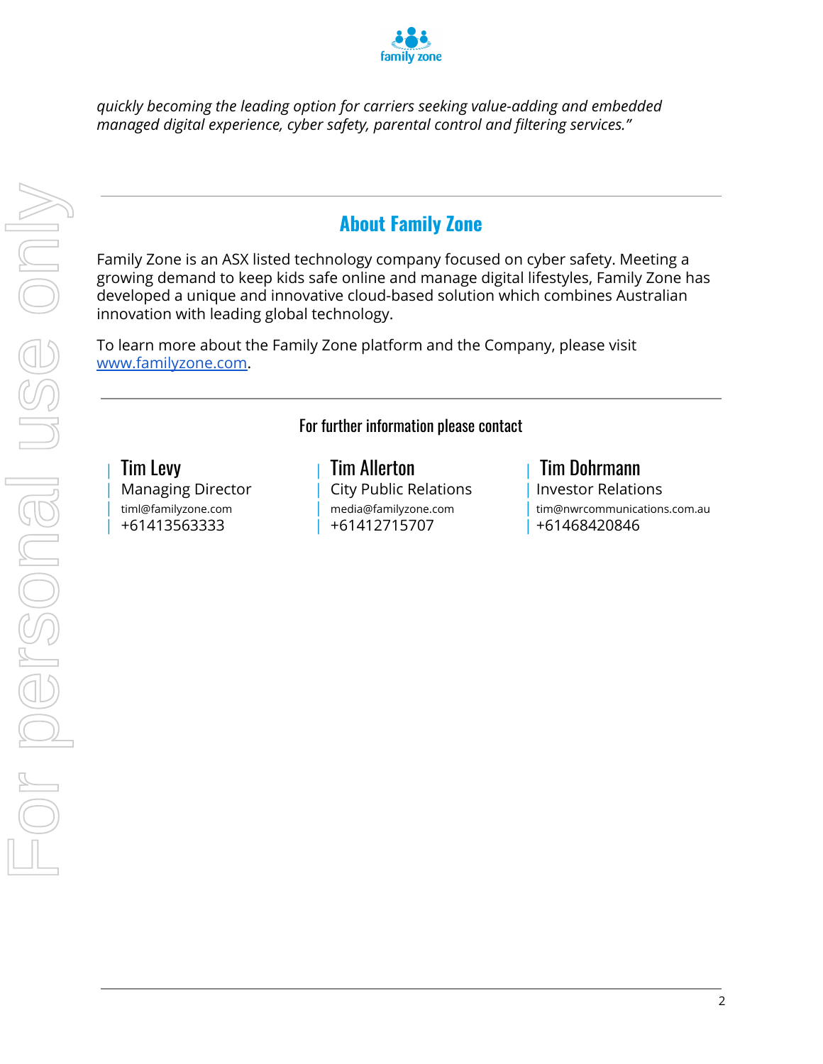*quickly becoming the leading option for carriers seeking value-adding and embedded managed digital experience, cyber safety, parental control and filtering services.”*

## About Family Zone

Family Zone is an ASX listed technology company focused on cyber safety. Meeting a growing demand to keep kids safe online and manage digital lifestyles, Family Zone has developed a unique and innovative cloud-based solution which combines Australian innovation with leading global technology.

To learn more about the Family Zone platform and the Company, please visit www.familyzone.com.

### For further information please contact

**Tim Levy**
Managing Director
timl@familyzone.com
+61413563333

**Tim Allerton**
City Public Relations
media@familyzone.com
+61412715707

**Tim Dohrmann**
Investor Relations
tim@nwrcommunications.com.au
+61468420846